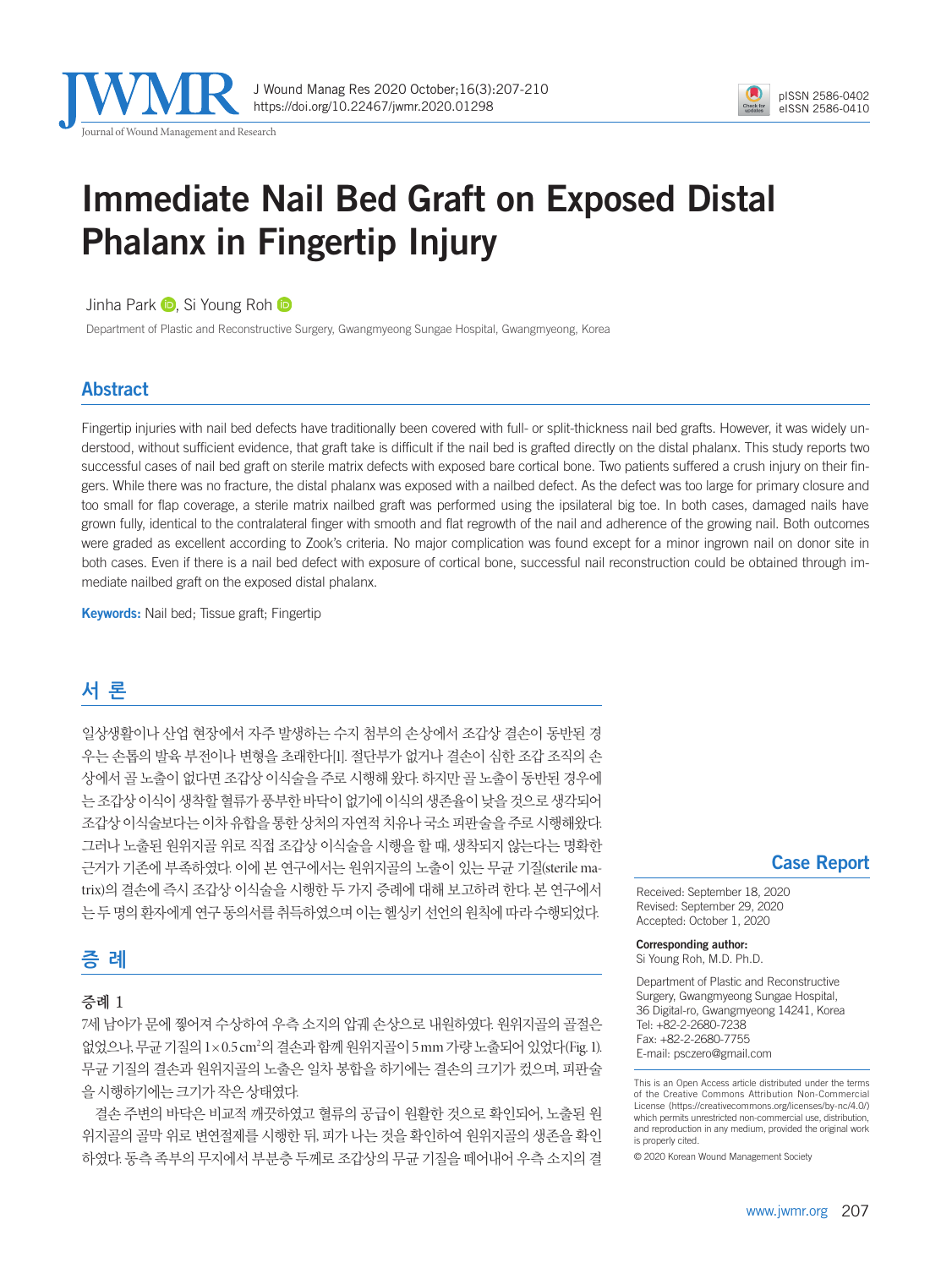# Immediate Nail Bed Graft on Exposed Distal Phalanx in Fingertip Injury

Jinha Park, Si Young Roh

Department of Plastic and Reconstructive Surgery, Gwangmyeong Sungae Hospital, Gwangmyeong, Korea

## Abstract

Fingertip injuries with nail bed defects have traditionally been covered with full- or split-thickness nail bed grafts. However, it was widely understood, without sufficient evidence, that graft take is difficult if the nail bed is grafted directly on the distal phalanx. This study reports two successful cases of nail bed graft on sterile matrix defects with exposed bare cortical bone. Two patients suffered a crush injury on their fingers. While there was no fracture, the distal phalanx was exposed with a nailbed defect. As the defect was too large for primary closure and too small for flap coverage, a sterile matrix nailbed graft was performed using the ipsilateral big toe. In both cases, damaged nails have grown fully, identical to the contralateral finger with smooth and flat regrowth of the nail and adherence of the growing nail. Both outcomes were graded as excellent according to Zook's criteria. No major complication was found except for a minor ingrown nail on donor site in both cases. Even if there is a nail bed defect with exposure of cortical bone, successful nail reconstruction could be obtained through immediate nailbed graft on the exposed distal phalanx.

**Keywords:** Nail bed; Tissue graft; Fingertip

## 서 론

일상생활이나 산업 현장에서 자주 발생하는 수지 첨부의 손상에서 조갑상 결손이 동반된 경우는 손톱의 발육 부전이나 변형을 초래한다[1]. 절단부가 없거나 결손이 심한 조갑 조직의 손상에서 골 노출이 없다면 조갑상 이식술을 주로 시행해 왔다. 하지만 골 노출이 동반된 경우에는 조갑상 이식이 생착할 혈류가 풍부한 바닥이 없기에 이식의 생존율이 낮을 것으로 생각되어 조갑상 이식술보다는 이차 유합을 통한 상처의 자연적 치유나 국소 피판술을 주로 시행해왔다. 그러나 노출된 원위지골 위로 직접 조갑상 이식술을 시행을 할 때, 생착되지 않는다는 명확한 근거가 기존에 부족하였다. 이에 본 연구에서는 원위지골의 노출이 있는 무균 기질(sterile matrix)의 결손에 즉시 조갑상 이식술을 시행한 두 가지 증례에 대해 보고하려 한다. 본 연구에서는 두 명의 환자에게 연구 동의서를 취득하였으며 이는 헬싱키 선언의 원칙에 따라 수행되었다.

## 증 례

### 증례 1

7세 남아가 문에 찧어져 수상하여 우측 소지의 압궤 손상으로 내원하였다. 원위지골의 골절은 없었으나, 무균 기질의 $1\times0.5\ cm^2$의 결손과 함께 원위지골이 5 mm 가량 노출되어 있었다(Fig. 1). 무균 기질의 결손과 원위지골의 노출은 일차 봉합을 하기에는 결손의 크기가 컸으며, 피판술을 시행하기에는 크기가 작은 상태였다.

결손 주변의 바닥은 비교적 깨끗하였고 혈류의 공급이 원활한 것으로 확인되어, 노출된 원위지골의 골막 위로 변연절제를 시행한 뒤, 피가 나는 것을 확인하여 원위지골의 생존을 확인하였다. 동측 족부의 무지에서 부분층 두께로 조갑상의 무균 기질을 떼어내어 우측 소지의 결

**Case Report**

Received: September 18, 2020
Revised: September 29, 2020
Accepted: October 1, 2020

**Corresponding author:**
Si Young Roh, M.D. Ph.D.

Department of Plastic and Reconstructive Surgery, Gwangmyeong Sungae Hospital, 36 Digital-ro, Gwangmyeong 14241, Korea
Tel: +82-2-2680-7238
Fax: +82-2-2680-7755
E-mail: psczero@gmail.com

This is an Open Access article distributed under the terms of the Creative Commons Attribution Non-Commercial License (https://creativecommons.org/licenses/by-nc/4.0/) which permits unrestricted non-commercial use, distribution, and reproduction in any medium, provided the original work is properly cited.

© 2020 Korean Wound Management Society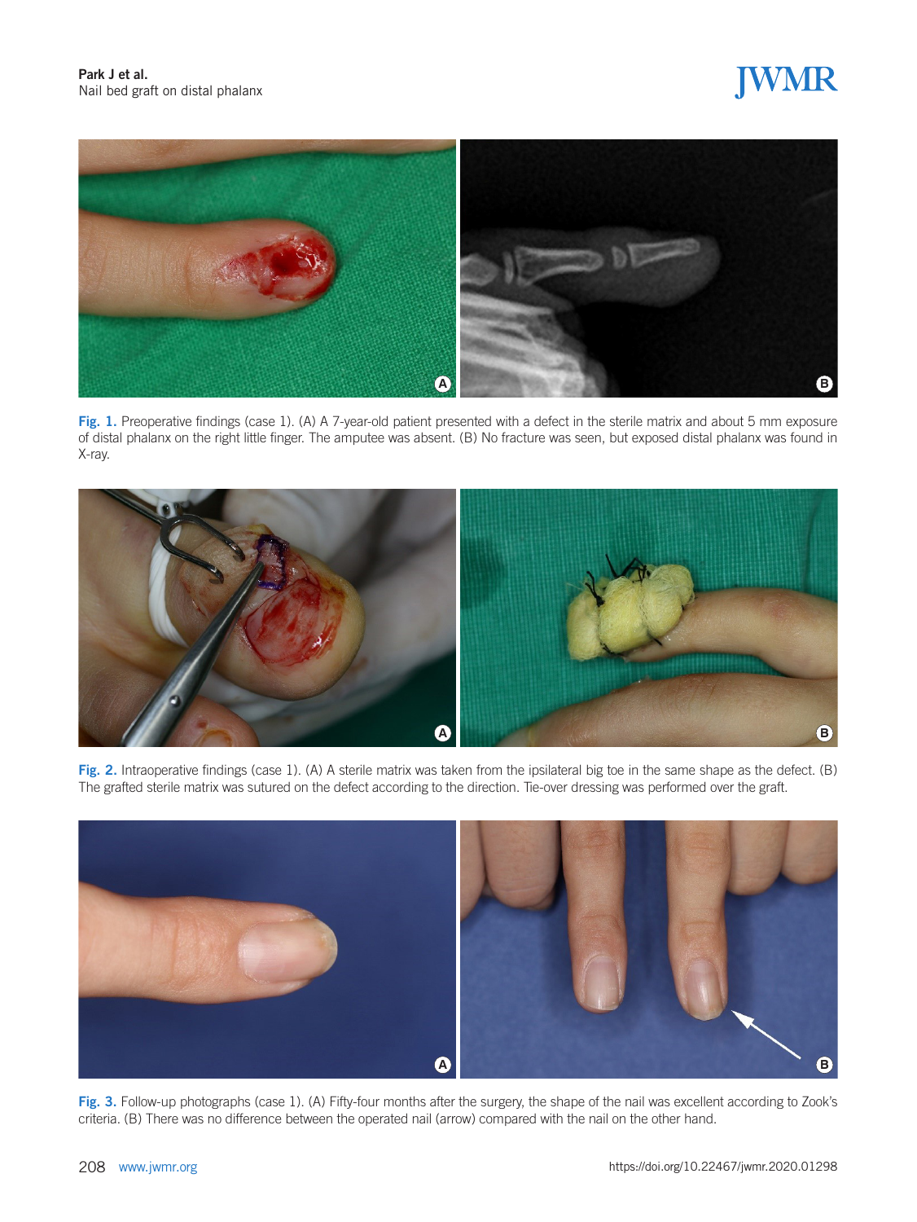Fig. 1. Preoperative findings (case 1). (A) A 7-year-old patient presented with a defect in the sterile matrix and about 5 mm exposure of distal phalanx on the right little finger. The amputee was absent. (B) No fracture was seen, but exposed distal phalanx was found in X-ray.

Fig. 2. Intraoperative findings (case 1). (A) A sterile matrix was taken from the ipsilateral big toe in the same shape as the defect. (B) The grafted sterile matrix was sutured on the defect according to the direction. Tie-over dressing was performed over the graft.

Fig. 3. Follow-up photographs (case 1). (A) Fifty-four months after the surgery, the shape of the nail was excellent according to Zook's criteria. (B) There was no difference between the operated nail (arrow) compared with the nail on the other hand.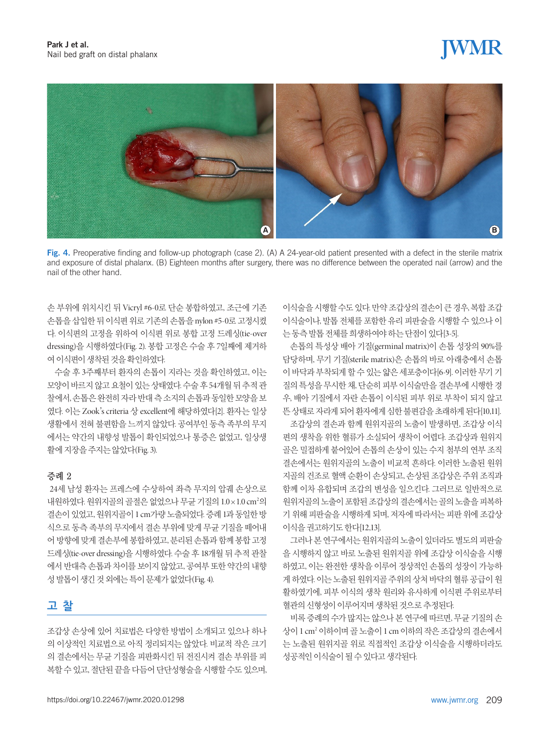Fig. 4. Preoperative finding and follow-up photograph (case 2). (A) A 24-year-old patient presented with a defect in the sterile matrix and exposure of distal phalanx. (B) Eighteen months after surgery, there was no difference between the operated nail (arrow) and the nail of the other hand.

손 부위에 위치시킨 뒤 Vicryl #6-0로 단순 봉합하였고, 조근에 기존 손톱을 삽입한 뒤 이식편 위로 기존의 손톱을 nylon #5-0로 고정시켰다. 이식편의 고정을 위하여 이식편 위로 봉합 고정 드레싱(tie-over dressing)을 시행하였다(Fig. 2). 봉합 고정은 수술 후 7일째에 제거하여 이식편이 생착된 것을 확인하였다.

수술 후 3주째부터 환자의 손톱이 지라는 것을 확인하였고, 이는 모양이 바르지 않고 요철이 있는 상태였다. 수술 후 54개월 뒤 추적 관찰에서, 손톱은 완전히 자라 반대 측 소지의 손톱과 동일한 모양을 보였다. 이는 Zook's criteria 상 excellent에 해당하였다[2]. 환자는 일상생활에서 전혀 불편함을 느끼지 않았다. 공여부인 동측 족부의 무지에서는 약간의 내향성 발톱이 확인되었으나 통증은 없었고, 일상생활에 지장을 주지는 않았다(Fig. 3).

### 증례 2

24세 남성 환자는 프레스에 수상하여 좌측 무지의 압궤 손상으로 내원하였다. 원위지골의 골절은 없었으나 무균 기질의 $1.0 \times 1.0$ cm$^2$의 결손이 있었고, 원위지골이 1 cm가량 노출되었다. 증례 1과 동일한 방식으로 동측 족부의 무지에서 결손 부위에 맞게 무균 기질을 떼어내어 방향에 맞게 결손부에 봉합하였고, 분리된 손톱과 함께 봉합 고정 드레싱(tie-over dressing)을 시행하였다. 수술 후 18개월 뒤 추적 관찰에서 반대측 손톱과 차이를 보이지 않았고, 공여부 또한 약간의 내향성 발톱이 생긴 것 외에는 특이 문제가 없었다(Fig. 4).

## 고 찰

조갑상 손상에 있어 치료법은 다양한 방법이 소개되고 있으나 하나의 이상적인 치료법으로 아직 정리되지는 않았다. 비교적 작은 크기의 결손에서는 무균 기질을 피판화시킨 뒤 전진시켜 결손 부위를 피복할 수 있고, 절단된 끝을 다듬어 단단성형술을 시행할 수도 있으며, 이식술을 시행할 수도 있다. 만약 조갑상의 결손이 큰 경우, 복합 조갑 이식술이나, 발톱 전체를 포함한 유리 피판술을 시행할 수 있으나 이는 동측 발톱 전체를 희생하여야 하는 단점이 있다[3-5].

손톱의 특성상 배아 기질(germinal matrix)이 손톱 성장의 90%를 담당하며, 무기 기질(sterile matrix)은 손톱의 바로 아래층에서 손톱이 바닥과 부착되게 할 수 있는 얇은 세포층이다[6-9]. 이러한 무기 기질의 특성을 무시한 채, 단순히 피부 이식술만을 결손부에 시행한 경우, 배아 기질에서 자란 손톱이 이식된 피부 위로 부착이 되지 않고 뜬 상태로 자라게 되어 환자에게 심한 불편감을 초래하게 된다[10,11].

조갑상의 결손과 함께 원위지골의 노출이 발생하면, 조갑상 이식편의 생착을 위한 혈류가 소실되어 생착이 어렵다. 조갑상과 원위지골은 밀접하게 붙어있어 손톱의 손상이 있는 수지 첨부의 연부 조직 결손에서는 원위지골의 노출이 비교적 흔하다. 이러한 노출된 원위지골의 건조로 혈액 순환이 손상되고, 손상된 조갑상은 주위 조직과 함께 이차 유합되며 조갑의 변성을 일으킨다. 그러므로 일반적으로 원위지골의 노출이 포함된 조갑상의 결손에서는 골의 노출을 피복하기 위해 피판술을 시행하게 되며, 저자에 따라서는 피판 위에 조갑상 이식을 권고하기도 한다[12,13].

그러나 본 연구에서는 원위지골의 노출이 있더라도 별도의 피판술을 시행하지 않고 바로 노출된 원위지골 위에 조갑상 이식술을 시행하였고, 이는 완전한 생착을 이루어 정상적인 손톱의 성장이 가능하게 하였다. 이는 노출된 원위지골 주위의 상처 바닥의 혈류 공급이 원활하였기에, 피부 이식의 생착 원리와 유사하게 이식편 주위로부터 혈관의 신형성이 이루어지며 생착된 것으로 추정된다.

비록 증례의 수가 많지는 않으나 본 연구에 따르면, 무균 기질의 손상이 1 cm$^2$ 이하이며 골 노출이 1 cm 이하의 작은 조갑상의 결손에서는 노출된 원위지골 위로 직접적인 조갑상 이식술을 시행하더라도 성공적인 이식술이 될 수 있다고 생각된다.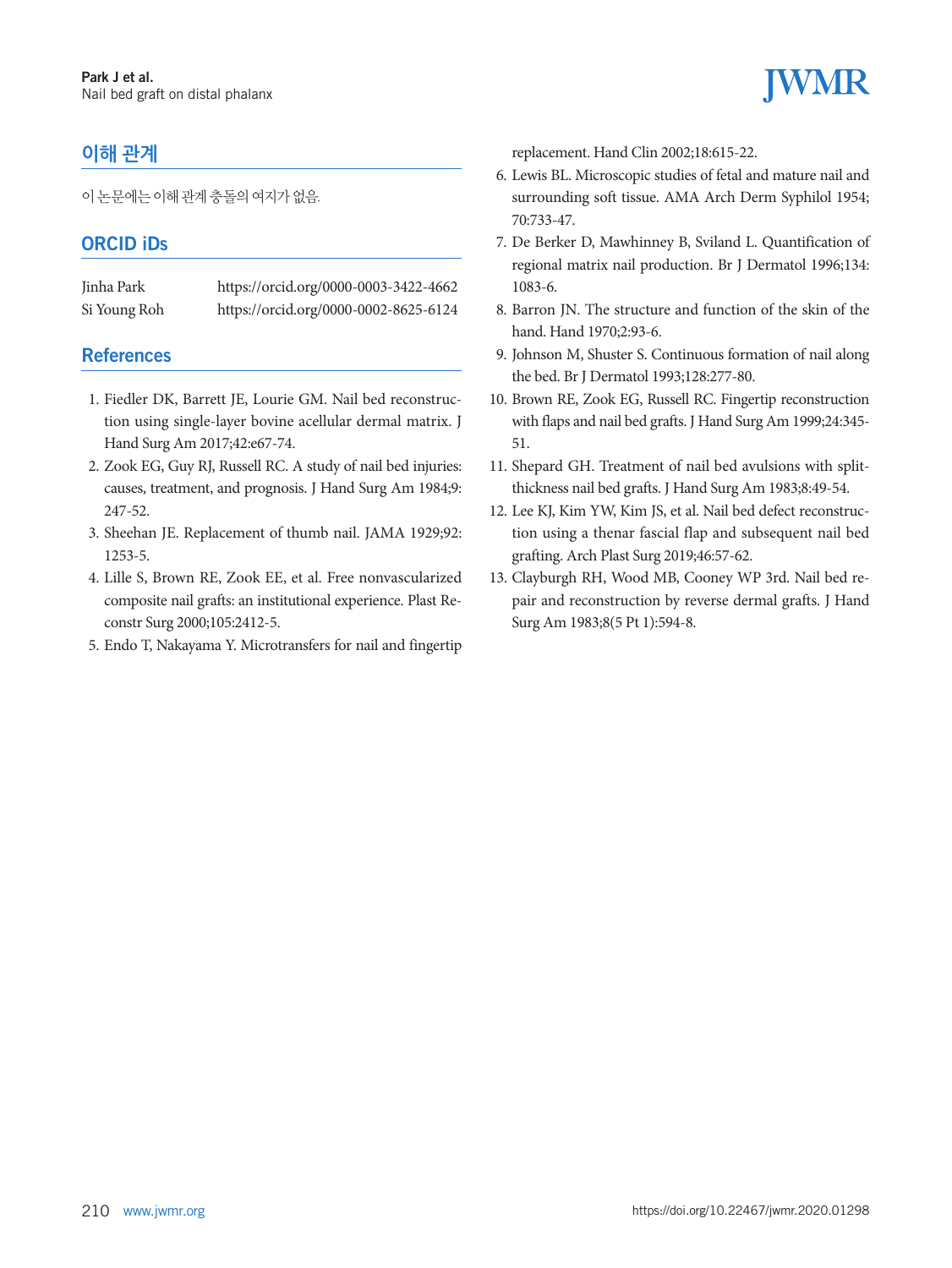## 이해 관계

이 논문에는 이해 관계 충돌의 여지가 없음.

## ORCID iDs

| | |
|---|---|
| Jinha Park | https://orcid.org/0000-0003-3422-4662 |
| Si Young Roh | https://orcid.org/0000-0002-8625-6124 |

## References

1. Fiedler DK, Barrett JE, Lourie GM. Nail bed reconstruction using single-layer bovine acellular dermal matrix. J Hand Surg Am 2017;42:e67-74.
2. Zook EG, Guy RJ, Russell RC. A study of nail bed injuries: causes, treatment, and prognosis. J Hand Surg Am 1984;9:247-52.
3. Sheehan JE. Replacement of thumb nail. JAMA 1929;92:1253-5.
4. Lille S, Brown RE, Zook EE, et al. Free nonvascularized composite nail grafts: an institutional experience. Plast Reconstr Surg 2000;105:2412-5.
5. Endo T, Nakayama Y. Microtransfers for nail and fingertip replacement. Hand Clin 2002;18:615-22.
6. Lewis BL. Microscopic studies of fetal and mature nail and surrounding soft tissue. AMA Arch Derm Syphilol 1954;70:733-47.
7. De Berker D, Mawhinney B, Sviland L. Quantification of regional matrix nail production. Br J Dermatol 1996;134:1083-6.
8. Barron JN. The structure and function of the skin of the hand. Hand 1970;2:93-6.
9. Johnson M, Shuster S. Continuous formation of nail along the bed. Br J Dermatol 1993;128:277-80.
10. Brown RE, Zook EG, Russell RC. Fingertip reconstruction with flaps and nail bed grafts. J Hand Surg Am 1999;24:345-51.
11. Shepard GH. Treatment of nail bed avulsions with split-thickness nail bed grafts. J Hand Surg Am 1983;8:49-54.
12. Lee KJ, Kim YW, Kim JS, et al. Nail bed defect reconstruction using a thenar fascial flap and subsequent nail bed grafting. Arch Plast Surg 2019;46:57-62.
13. Clayburgh RH, Wood MB, Cooney WP 3rd. Nail bed repair and reconstruction by reverse dermal grafts. J Hand Surg Am 1983;8(5 Pt 1):594-8.